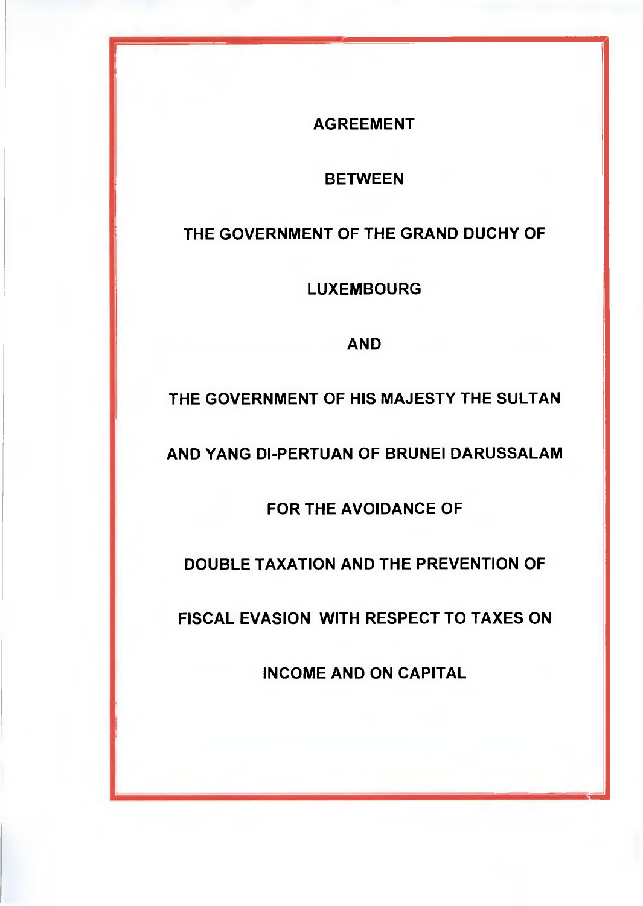# AGREEMENT

# BETWEEN

# THE GOVERNMENT OF THE GRAND DUCHY OF LUXEMBOURG

# AND

# THE GOVERNMENT OF HIS MAJESTY THE SULTAN AND YANG DI-PERTUAN OF BRUNEI DARUSSALAM

# FOR THE AVOIDANCE OF DOUBLE TAXATION AND THE PREVENTION OF FISCAL EVASION WITH RESPECT TO TAXES ON INCOME AND ON CAPITAL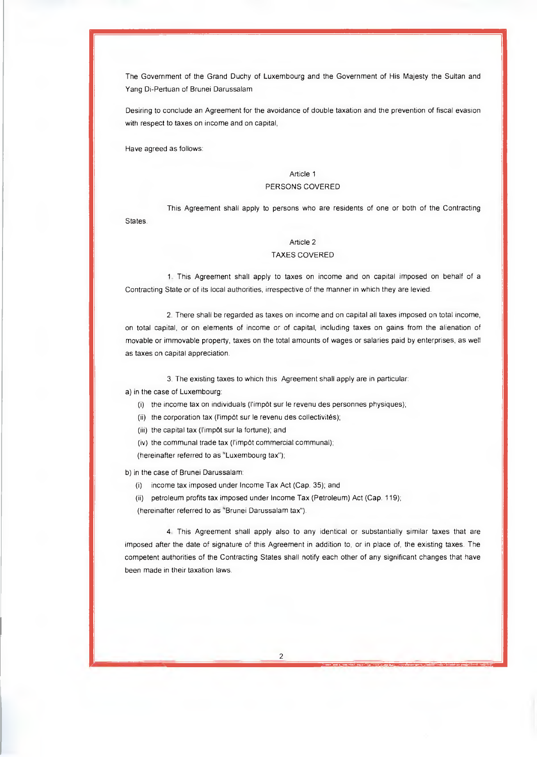The Government of the Grand Duchy of Luxembourg and the Government of His Majesty the Sultan and Yang Di-Pertuan of Brunei Darussalam

Desiring to conclude an Agreement for the avoidance of double taxation and the prevention of fiscal evasion with respect to taxes on income and on capital,

Have agreed as follows:

## Article 1
## PERSONS COVERED

This Agreement shall apply to persons who are residents of one or both of the Contracting States.

## Article 2
## TAXES COVERED

1. This Agreement shall apply to taxes on income and on capital imposed on behalf of a Contracting State or of its local authorities, irrespective of the manner in which they are levied.

2. There shall be regarded as taxes on income and on capital all taxes imposed on total income, on total capital, or on elements of income or of capital, including taxes on gains from the alienation of movable or immovable property, taxes on the total amounts of wages or salaries paid by enterprises, as well as taxes on capital appreciation.

3. The existing taxes to which this Agreement shall apply are in particular:

a) in the case of Luxembourg:

(i) the income tax on individuals (l'impôt sur le revenu des personnes physiques);

(ii) the corporation tax (l'impôt sur le revenu des collectivités);

(iii) the capital tax (l'impôt sur la fortune); and

(iv) the communal trade tax (l'impôt commercial communal);

(hereinafter referred to as "Luxembourg tax");

b) in the case of Brunei Darussalam:

(i) income tax imposed under Income Tax Act (Cap. 35); and

(ii) petroleum profits tax imposed under Income Tax (Petroleum) Act (Cap. 119);

(hereinafter referred to as "Brunei Darussalam tax").

4. This Agreement shall apply also to any identical or substantially similar taxes that are imposed after the date of signature of this Agreement in addition to, or in place of, the existing taxes. The competent authorities of the Contracting States shall notify each other of any significant changes that have been made in their taxation laws.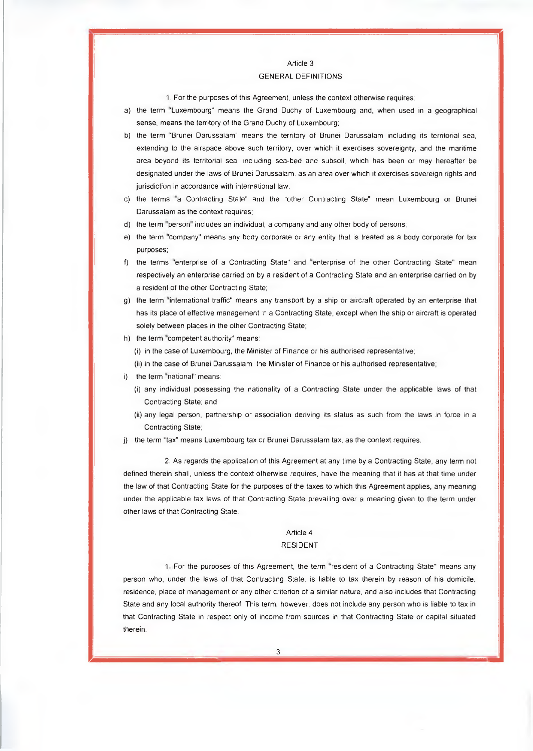## Article 3
## GENERAL DEFINITIONS

1. For the purposes of this Agreement, unless the context otherwise requires:

a) the term "Luxembourg" means the Grand Duchy of Luxembourg and, when used in a geographical sense, means the territory of the Grand Duchy of Luxembourg;

b) the term "Brunei Darussalam" means the territory of Brunei Darussalam including its territorial sea, extending to the airspace above such territory, over which it exercises sovereignty, and the maritime area beyond its territorial sea, including sea-bed and subsoil, which has been or may hereafter be designated under the laws of Brunei Darussalam, as an area over which it exercises sovereign rights and jurisdiction in accordance with international law;

c) the terms "a Contracting State" and the "other Contracting State" mean Luxembourg or Brunei Darussalam as the context requires;

d) the term "person" includes an individual, a company and any other body of persons;

e) the term "company" means any body corporate or any entity that is treated as a body corporate for tax purposes;

f) the terms "enterprise of a Contracting State" and "enterprise of the other Contracting State" mean respectively an enterprise carried on by a resident of a Contracting State and an enterprise carried on by a resident of the other Contracting State;

g) the term "international traffic" means any transport by a ship or aircraft operated by an enterprise that has its place of effective management in a Contracting State, except when the ship or aircraft is operated solely between places in the other Contracting State;

h) the term "competent authority" means:
   (i) in the case of Luxembourg, the Minister of Finance or his authorised representative;
   (ii) in the case of Brunei Darussalam, the Minister of Finance or his authorised representative;

i) the term "national" means:
   (i) any individual possessing the nationality of a Contracting State under the applicable laws of that Contracting State; and
   (ii) any legal person, partnership or association deriving its status as such from the laws in force in a Contracting State;

j) the term "tax" means Luxembourg tax or Brunei Darussalam tax, as the context requires.

2. As regards the application of this Agreement at any time by a Contracting State, any term not defined therein shall, unless the context otherwise requires, have the meaning that it has at that time under the law of that Contracting State for the purposes of the taxes to which this Agreement applies, any meaning under the applicable tax laws of that Contracting State prevailing over a meaning given to the term under other laws of that Contracting State.

## Article 4
## RESIDENT

1. For the purposes of this Agreement, the term "resident of a Contracting State" means any person who, under the laws of that Contracting State, is liable to tax therein by reason of his domicile, residence, place of management or any other criterion of a similar nature, and also includes that Contracting State and any local authority thereof. This term, however, does not include any person who is liable to tax in that Contracting State in respect only of income from sources in that Contracting State or capital situated therein.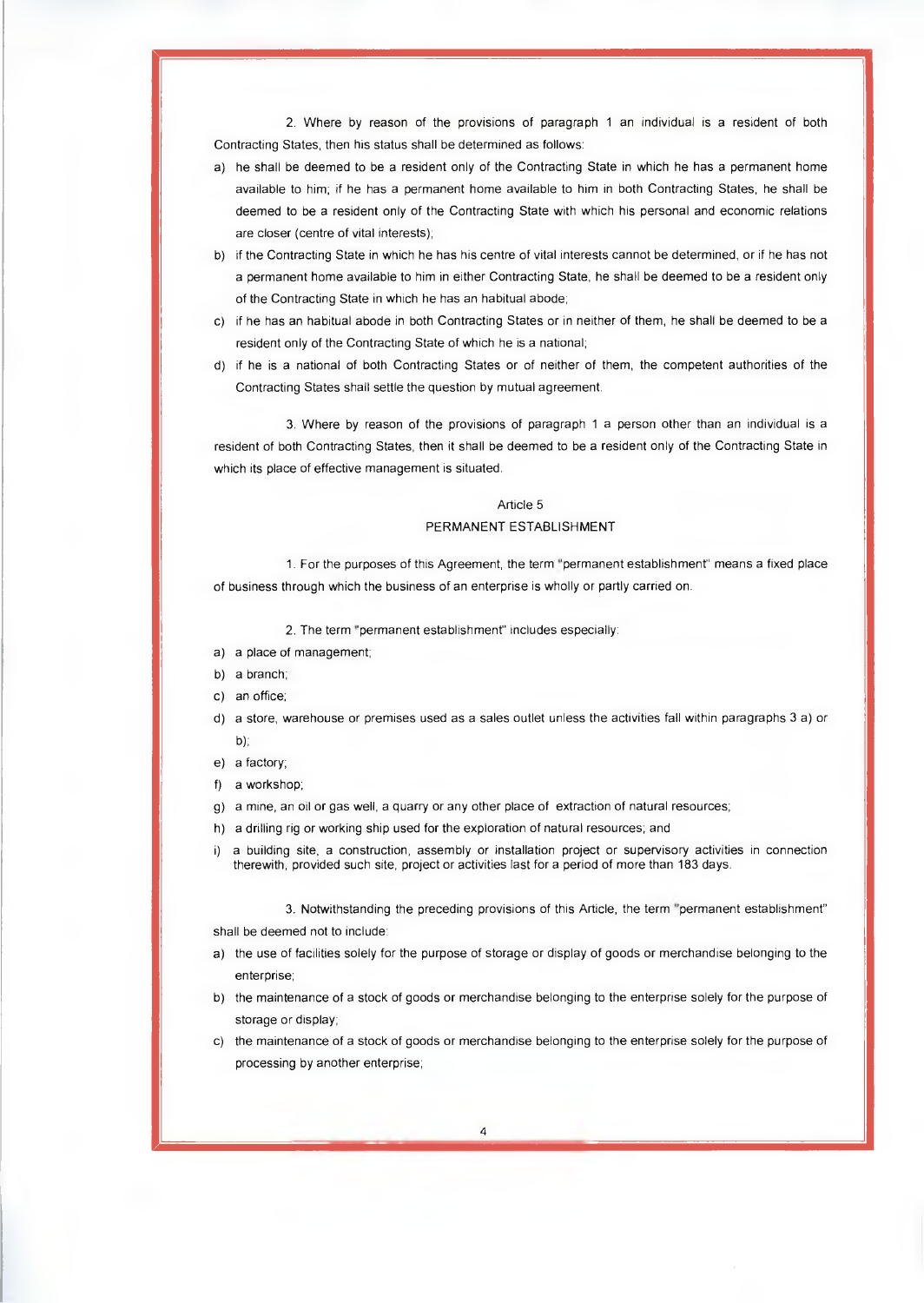2. Where by reason of the provisions of paragraph 1 an individual is a resident of both Contracting States, then his status shall be determined as follows:

a) he shall be deemed to be a resident only of the Contracting State in which he has a permanent home available to him; if he has a permanent home available to him in both Contracting States, he shall be deemed to be a resident only of the Contracting State with which his personal and economic relations are closer (centre of vital interests);
b) if the Contracting State in which he has his centre of vital interests cannot be determined, or if he has not a permanent home available to him in either Contracting State, he shall be deemed to be a resident only of the Contracting State in which he has an habitual abode;
c) if he has an habitual abode in both Contracting States or in neither of them, he shall be deemed to be a resident only of the Contracting State of which he is a national;
d) if he is a national of both Contracting States or of neither of them, the competent authorities of the Contracting States shall settle the question by mutual agreement.

3. Where by reason of the provisions of paragraph 1 a person other than an individual is a resident of both Contracting States, then it shall be deemed to be a resident only of the Contracting State in which its place of effective management is situated.

## Article 5
## PERMANENT ESTABLISHMENT

1. For the purposes of this Agreement, the term "permanent establishment" means a fixed place of business through which the business of an enterprise is wholly or partly carried on.

2. The term "permanent establishment" includes especially:

a) a place of management;
b) a branch;
c) an office;
d) a store, warehouse or premises used as a sales outlet unless the activities fall within paragraphs 3 a) or b);
e) a factory;
f) a workshop;
g) a mine, an oil or gas well, a quarry or any other place of extraction of natural resources;
h) a drilling rig or working ship used for the exploration of natural resources; and
i) a building site, a construction, assembly or installation project or supervisory activities in connection therewith, provided such site, project or activities last for a period of more than 183 days.

3. Notwithstanding the preceding provisions of this Article, the term "permanent establishment" shall be deemed not to include:

a) the use of facilities solely for the purpose of storage or display of goods or merchandise belonging to the enterprise;
b) the maintenance of a stock of goods or merchandise belonging to the enterprise solely for the purpose of storage or display;
c) the maintenance of a stock of goods or merchandise belonging to the enterprise solely for the purpose of processing by another enterprise;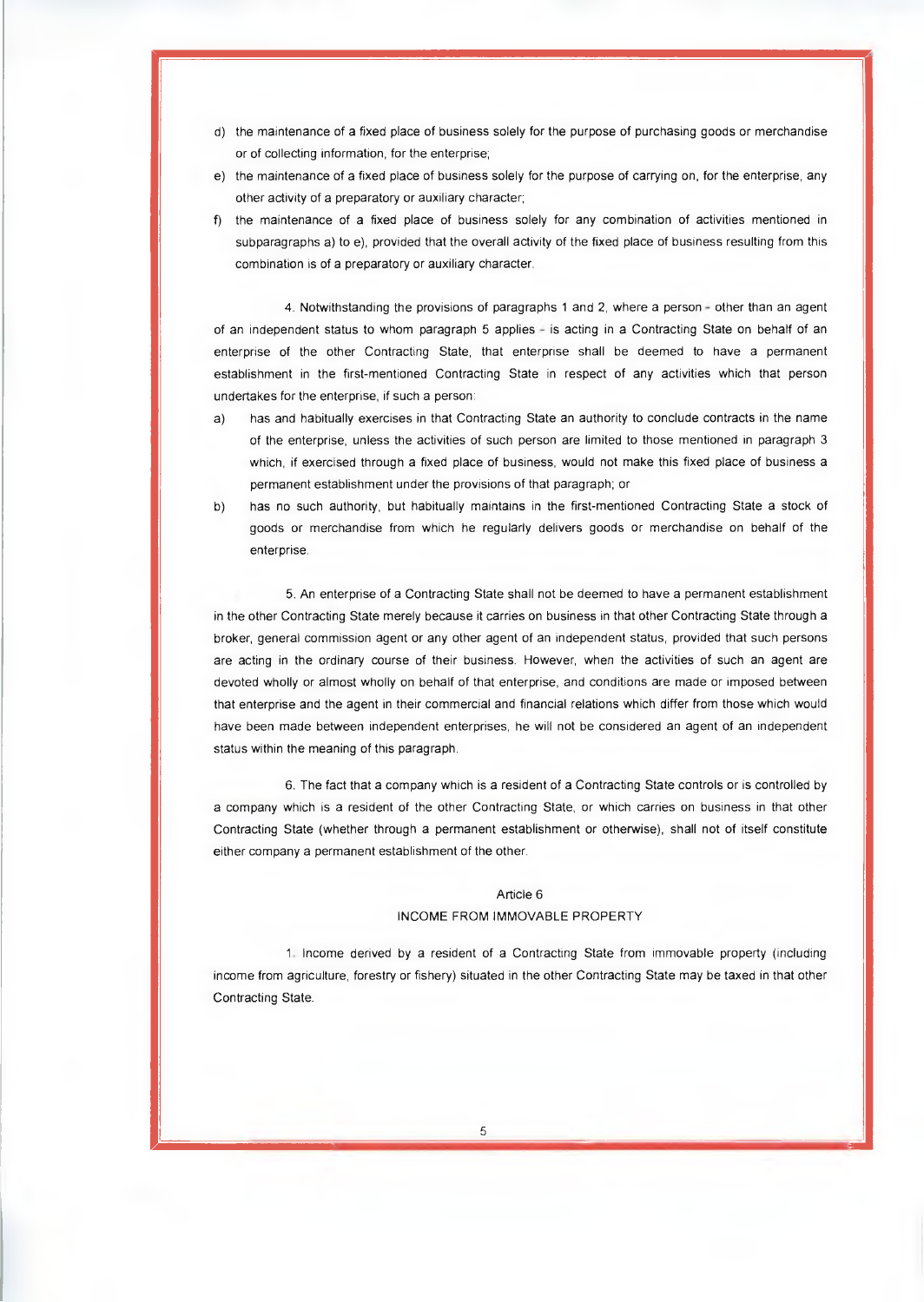d) the maintenance of a fixed place of business solely for the purpose of purchasing goods or merchandise or of collecting information, for the enterprise;

e) the maintenance of a fixed place of business solely for the purpose of carrying on, for the enterprise, any other activity of a preparatory or auxiliary character;

f) the maintenance of a fixed place of business solely for any combination of activities mentioned in subparagraphs a) to e), provided that the overall activity of the fixed place of business resulting from this combination is of a preparatory or auxiliary character.

4. Notwithstanding the provisions of paragraphs 1 and 2, where a person - other than an agent of an independent status to whom paragraph 5 applies - is acting in a Contracting State on behalf of an enterprise of the other Contracting State, that enterprise shall be deemed to have a permanent establishment in the first-mentioned Contracting State in respect of any activities which that person undertakes for the enterprise, if such a person:

a) has and habitually exercises in that Contracting State an authority to conclude contracts in the name of the enterprise, unless the activities of such person are limited to those mentioned in paragraph 3 which, if exercised through a fixed place of business, would not make this fixed place of business a permanent establishment under the provisions of that paragraph; or

b) has no such authority, but habitually maintains in the first-mentioned Contracting State a stock of goods or merchandise from which he regularly delivers goods or merchandise on behalf of the enterprise.

5. An enterprise of a Contracting State shall not be deemed to have a permanent establishment in the other Contracting State merely because it carries on business in that other Contracting State through a broker, general commission agent or any other agent of an independent status, provided that such persons are acting in the ordinary course of their business. However, when the activities of such an agent are devoted wholly or almost wholly on behalf of that enterprise, and conditions are made or imposed between that enterprise and the agent in their commercial and financial relations which differ from those which would have been made between independent enterprises, he will not be considered an agent of an independent status within the meaning of this paragraph.

6. The fact that a company which is a resident of a Contracting State controls or is controlled by a company which is a resident of the other Contracting State, or which carries on business in that other Contracting State (whether through a permanent establishment or otherwise), shall not of itself constitute either company a permanent establishment of the other.

## Article 6

## INCOME FROM IMMOVABLE PROPERTY

1. Income derived by a resident of a Contracting State from immovable property (including income from agriculture, forestry or fishery) situated in the other Contracting State may be taxed in that other Contracting State.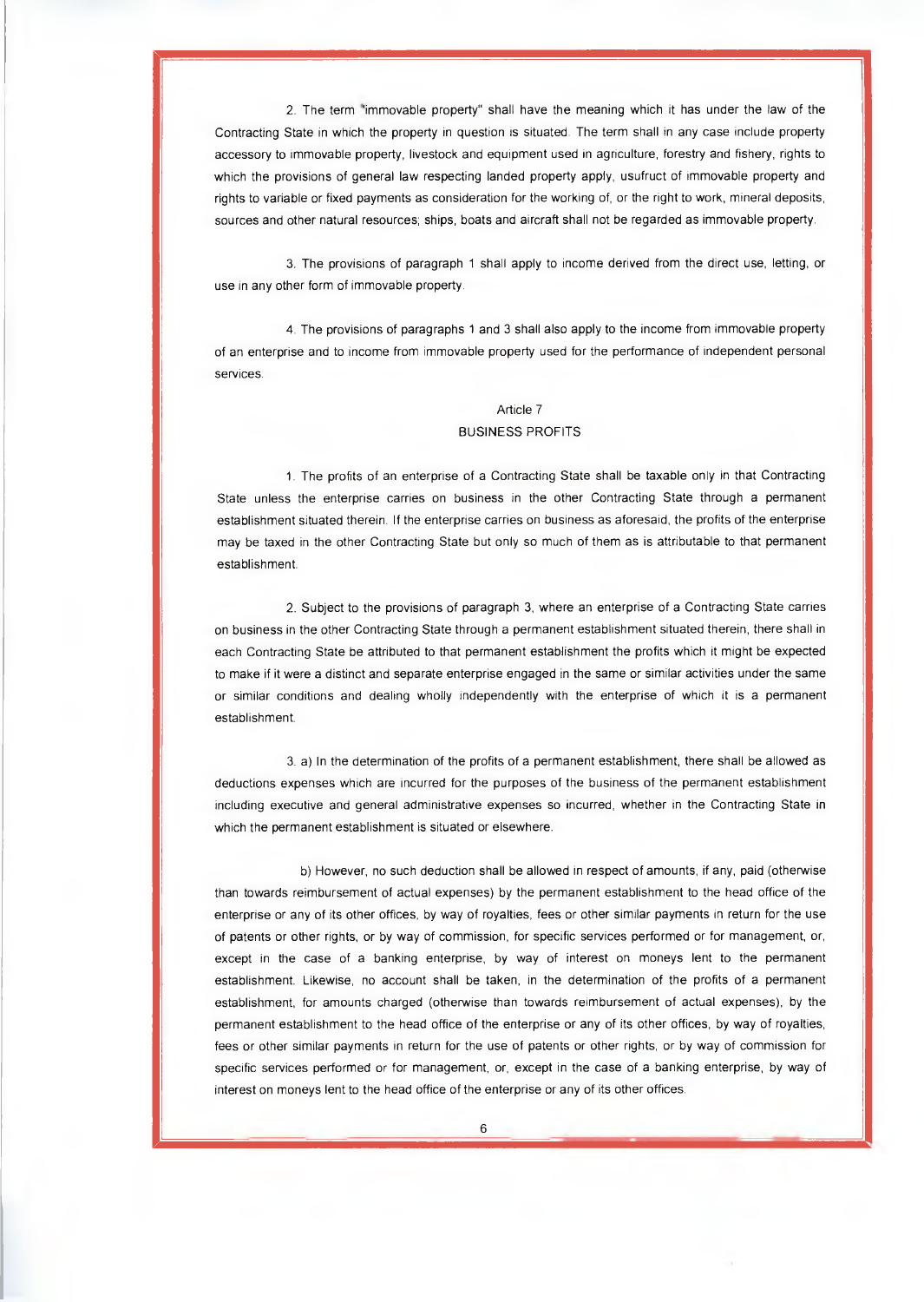2. The term "immovable property" shall have the meaning which it has under the law of the Contracting State in which the property in question is situated. The term shall in any case include property accessory to immovable property, livestock and equipment used in agriculture, forestry and fishery, rights to which the provisions of general law respecting landed property apply, usufruct of immovable property and rights to variable or fixed payments as consideration for the working of, or the right to work, mineral deposits, sources and other natural resources; ships, boats and aircraft shall not be regarded as immovable property.

3. The provisions of paragraph 1 shall apply to income derived from the direct use, letting, or use in any other form of immovable property.

4. The provisions of paragraphs 1 and 3 shall also apply to the income from immovable property of an enterprise and to income from immovable property used for the performance of independent personal services.

## Article 7
## BUSINESS PROFITS

1. The profits of an enterprise of a Contracting State shall be taxable only in that Contracting State unless the enterprise carries on business in the other Contracting State through a permanent establishment situated therein. If the enterprise carries on business as aforesaid, the profits of the enterprise may be taxed in the other Contracting State but only so much of them as is attributable to that permanent establishment.

2. Subject to the provisions of paragraph 3, where an enterprise of a Contracting State carries on business in the other Contracting State through a permanent establishment situated therein, there shall in each Contracting State be attributed to that permanent establishment the profits which it might be expected to make if it were a distinct and separate enterprise engaged in the same or similar activities under the same or similar conditions and dealing wholly independently with the enterprise of which it is a permanent establishment.

3. a) In the determination of the profits of a permanent establishment, there shall be allowed as deductions expenses which are incurred for the purposes of the business of the permanent establishment including executive and general administrative expenses so incurred, whether in the Contracting State in which the permanent establishment is situated or elsewhere.

b) However, no such deduction shall be allowed in respect of amounts, if any, paid (otherwise than towards reimbursement of actual expenses) by the permanent establishment to the head office of the enterprise or any of its other offices, by way of royalties, fees or other similar payments in return for the use of patents or other rights, or by way of commission, for specific services performed or for management, or, except in the case of a banking enterprise, by way of interest on moneys lent to the permanent establishment. Likewise, no account shall be taken, in the determination of the profits of a permanent establishment, for amounts charged (otherwise than towards reimbursement of actual expenses), by the permanent establishment to the head office of the enterprise or any of its other offices, by way of royalties, fees or other similar payments in return for the use of patents or other rights, or by way of commission for specific services performed or for management, or, except in the case of a banking enterprise, by way of interest on moneys lent to the head office of the enterprise or any of its other offices.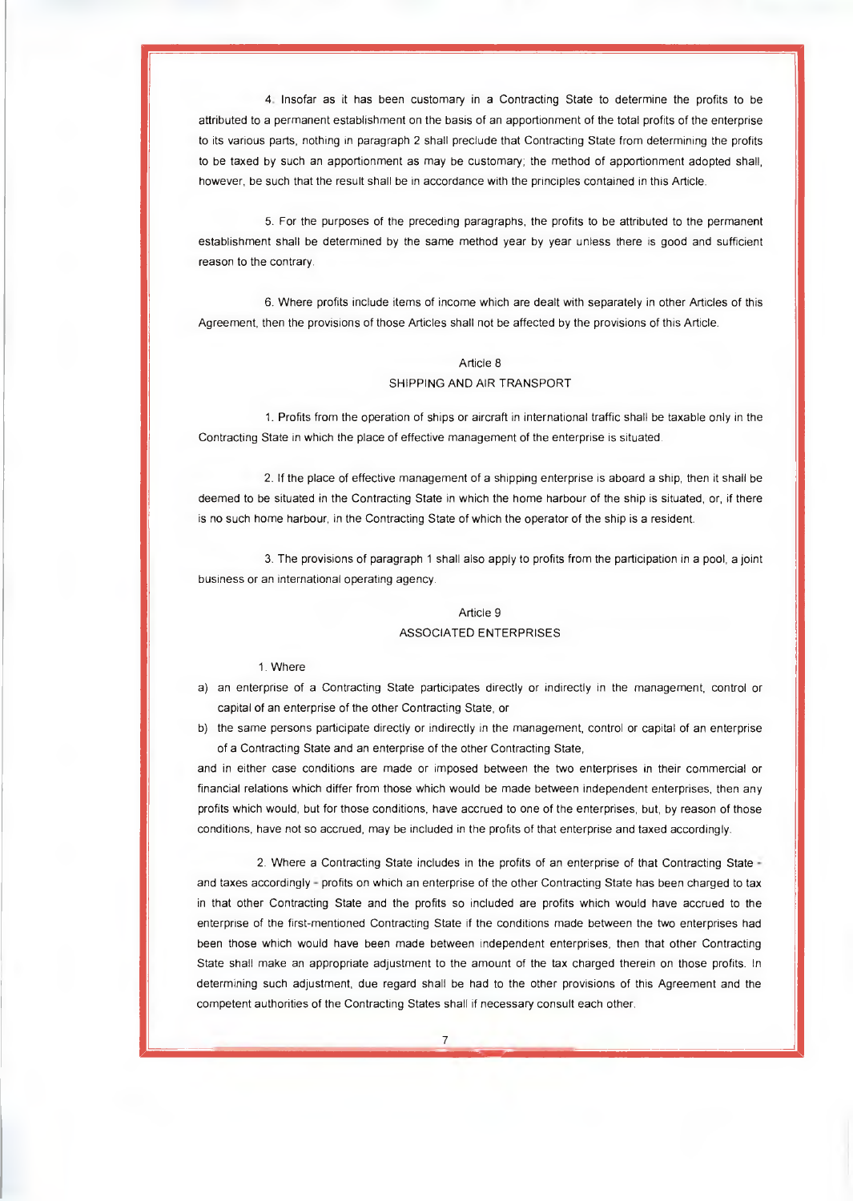4. Insofar as it has been customary in a Contracting State to determine the profits to be attributed to a permanent establishment on the basis of an apportionment of the total profits of the enterprise to its various parts, nothing in paragraph 2 shall preclude that Contracting State from determining the profits to be taxed by such an apportionment as may be customary; the method of apportionment adopted shall, however, be such that the result shall be in accordance with the principles contained in this Article.

5. For the purposes of the preceding paragraphs, the profits to be attributed to the permanent establishment shall be determined by the same method year by year unless there is good and sufficient reason to the contrary.

6. Where profits include items of income which are dealt with separately in other Articles of this Agreement, then the provisions of those Articles shall not be affected by the provisions of this Article.

## Article 8
## SHIPPING AND AIR TRANSPORT

1. Profits from the operation of ships or aircraft in international traffic shall be taxable only in the Contracting State in which the place of effective management of the enterprise is situated.

2. If the place of effective management of a shipping enterprise is aboard a ship, then it shall be deemed to be situated in the Contracting State in which the home harbour of the ship is situated, or, if there is no such home harbour, in the Contracting State of which the operator of the ship is a resident.

3. The provisions of paragraph 1 shall also apply to profits from the participation in a pool, a joint business or an international operating agency.

## Article 9
## ASSOCIATED ENTERPRISES

1. Where

a) an enterprise of a Contracting State participates directly or indirectly in the management, control or capital of an enterprise of the other Contracting State, or

b) the same persons participate directly or indirectly in the management, control or capital of an enterprise of a Contracting State and an enterprise of the other Contracting State,

and in either case conditions are made or imposed between the two enterprises in their commercial or financial relations which differ from those which would be made between independent enterprises, then any profits which would, but for those conditions, have accrued to one of the enterprises, but, by reason of those conditions, have not so accrued, may be included in the profits of that enterprise and taxed accordingly.

2. Where a Contracting State includes in the profits of an enterprise of that Contracting State - and taxes accordingly - profits on which an enterprise of the other Contracting State has been charged to tax in that other Contracting State and the profits so included are profits which would have accrued to the enterprise of the first-mentioned Contracting State if the conditions made between the two enterprises had been those which would have been made between independent enterprises, then that other Contracting State shall make an appropriate adjustment to the amount of the tax charged therein on those profits. In determining such adjustment, due regard shall be had to the other provisions of this Agreement and the competent authorities of the Contracting States shall if necessary consult each other.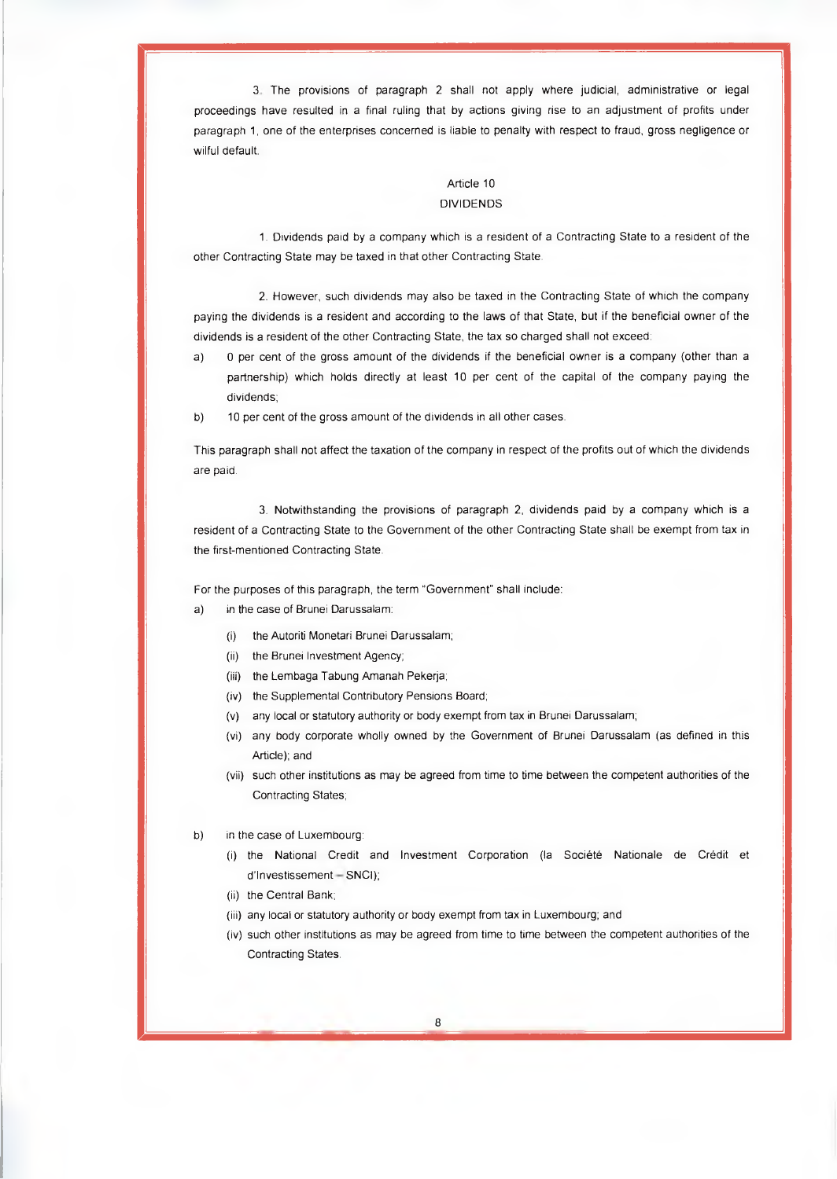3. The provisions of paragraph 2 shall not apply where judicial, administrative or legal proceedings have resulted in a final ruling that by actions giving rise to an adjustment of profits under paragraph 1, one of the enterprises concerned is liable to penalty with respect to fraud, gross negligence or wilful default.

## Article 10
## DIVIDENDS

1. Dividends paid by a company which is a resident of a Contracting State to a resident of the other Contracting State may be taxed in that other Contracting State.

2. However, such dividends may also be taxed in the Contracting State of which the company paying the dividends is a resident and according to the laws of that State, but if the beneficial owner of the dividends is a resident of the other Contracting State, the tax so charged shall not exceed:

a) 0 per cent of the gross amount of the dividends if the beneficial owner is a company (other than a partnership) which holds directly at least 10 per cent of the capital of the company paying the dividends;

b) 10 per cent of the gross amount of the dividends in all other cases.

This paragraph shall not affect the taxation of the company in respect of the profits out of which the dividends are paid.

3. Notwithstanding the provisions of paragraph 2, dividends paid by a company which is a resident of a Contracting State to the Government of the other Contracting State shall be exempt from tax in the first-mentioned Contracting State.

For the purposes of this paragraph, the term "Government" shall include:

a) in the case of Brunei Darussalam:
   - (i) the Autoriti Monetari Brunei Darussalam;
   - (ii) the Brunei Investment Agency;
   - (iii) the Lembaga Tabung Amanah Pekerja;
   - (iv) the Supplemental Contributory Pensions Board;
   - (v) any local or statutory authority or body exempt from tax in Brunei Darussalam;
   - (vi) any body corporate wholly owned by the Government of Brunei Darussalam (as defined in this Article); and
   - (vii) such other institutions as may be agreed from time to time between the competent authorities of the Contracting States;

b) in the case of Luxembourg:
   - (i) the National Credit and Investment Corporation (la Société Nationale de Crédit et d'Investissement – SNCI);
   - (ii) the Central Bank;
   - (iii) any local or statutory authority or body exempt from tax in Luxembourg; and
   - (iv) such other institutions as may be agreed from time to time between the competent authorities of the Contracting States.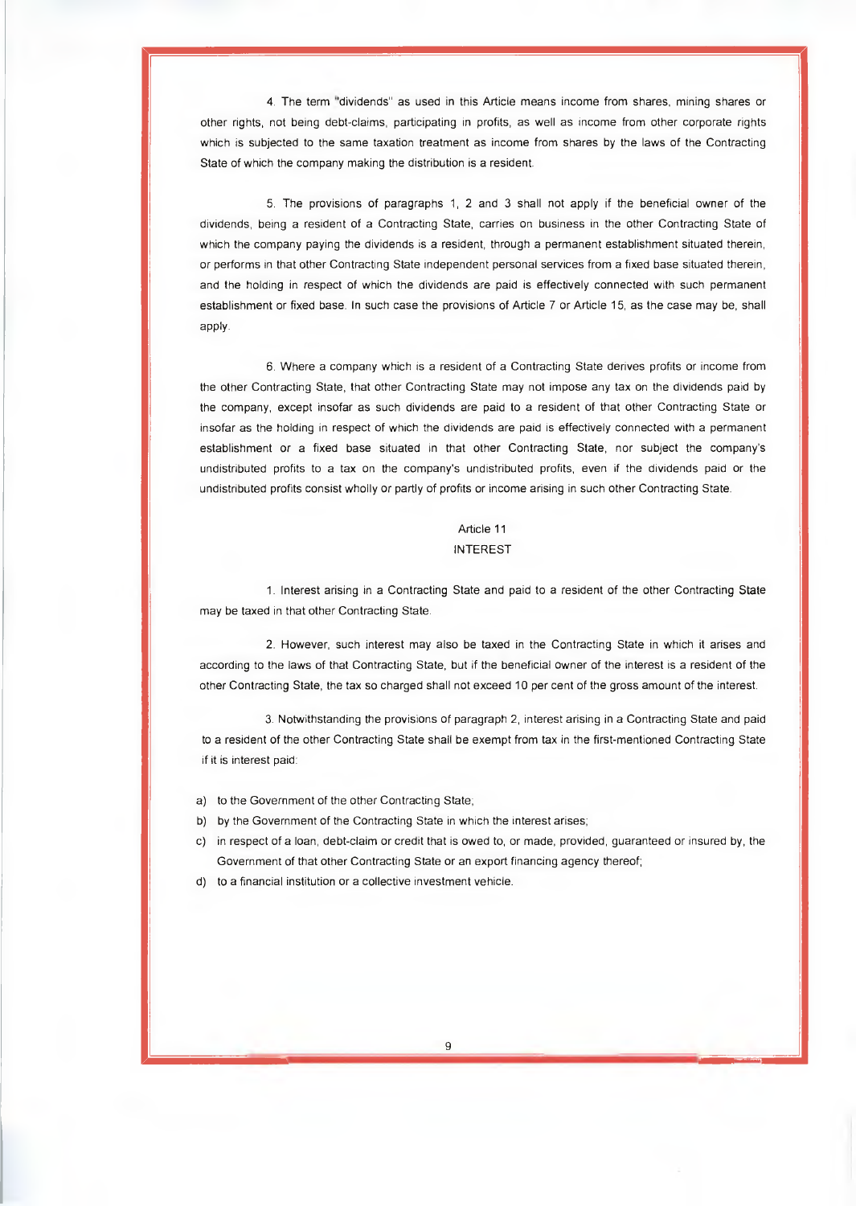4. The term "dividends" as used in this Article means income from shares, mining shares or other rights, not being debt-claims, participating in profits, as well as income from other corporate rights which is subjected to the same taxation treatment as income from shares by the laws of the Contracting State of which the company making the distribution is a resident.

5. The provisions of paragraphs 1, 2 and 3 shall not apply if the beneficial owner of the dividends, being a resident of a Contracting State, carries on business in the other Contracting State of which the company paying the dividends is a resident, through a permanent establishment situated therein, or performs in that other Contracting State independent personal services from a fixed base situated therein, and the holding in respect of which the dividends are paid is effectively connected with such permanent establishment or fixed base. In such case the provisions of Article 7 or Article 15, as the case may be, shall apply.

6. Where a company which is a resident of a Contracting State derives profits or income from the other Contracting State, that other Contracting State may not impose any tax on the dividends paid by the company, except insofar as such dividends are paid to a resident of that other Contracting State or insofar as the holding in respect of which the dividends are paid is effectively connected with a permanent establishment or a fixed base situated in that other Contracting State, nor subject the company's undistributed profits to a tax on the company's undistributed profits, even if the dividends paid or the undistributed profits consist wholly or partly of profits or income arising in such other Contracting State.

## Article 11
## INTEREST

1. Interest arising in a Contracting State and paid to a resident of the other Contracting State may be taxed in that other Contracting State.

2. However, such interest may also be taxed in the Contracting State in which it arises and according to the laws of that Contracting State, but if the beneficial owner of the interest is a resident of the other Contracting State, the tax so charged shall not exceed 10 per cent of the gross amount of the interest.

3. Notwithstanding the provisions of paragraph 2, interest arising in a Contracting State and paid to a resident of the other Contracting State shall be exempt from tax in the first-mentioned Contracting State if it is interest paid:

a) to the Government of the other Contracting State;
b) by the Government of the Contracting State in which the interest arises;
c) in respect of a loan, debt-claim or credit that is owed to, or made, provided, guaranteed or insured by, the Government of that other Contracting State or an export financing agency thereof;
d) to a financial institution or a collective investment vehicle.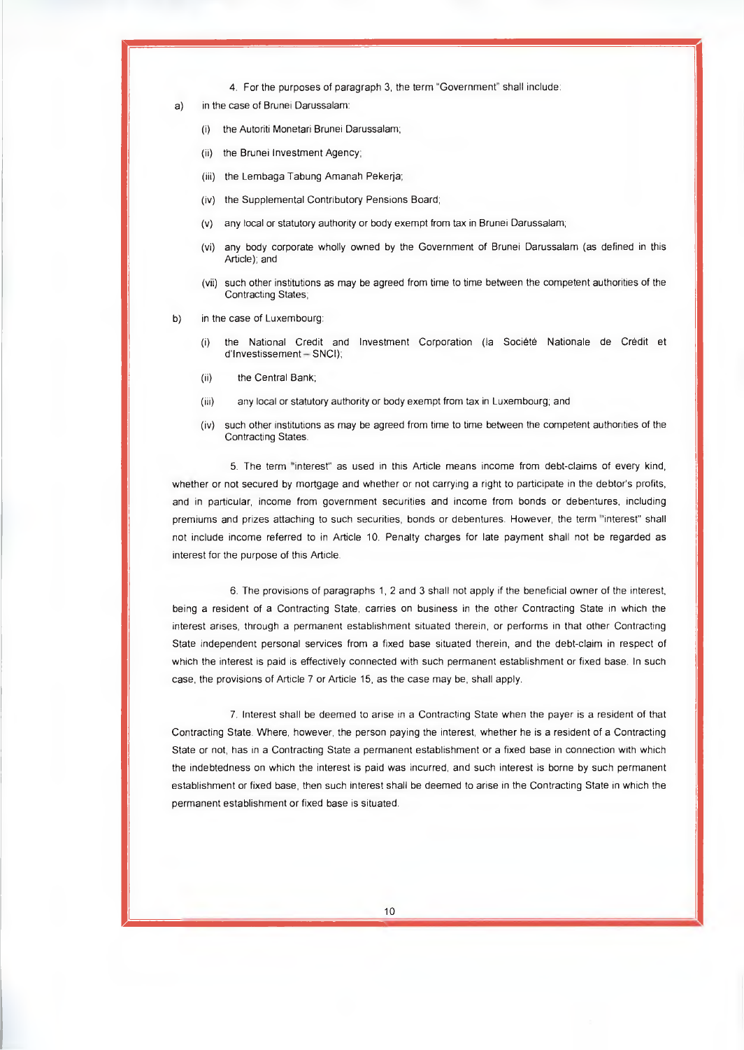4. For the purposes of paragraph 3, the term "Government" shall include:

a) in the case of Brunei Darussalam:

   (i) the Autoriti Monetari Brunei Darussalam;

   (ii) the Brunei Investment Agency;

   (iii) the Lembaga Tabung Amanah Pekerja;

   (iv) the Supplemental Contributory Pensions Board;

   (v) any local or statutory authority or body exempt from tax in Brunei Darussalam;

   (vi) any body corporate wholly owned by the Government of Brunei Darussalam (as defined in this Article); and

   (vii) such other institutions as may be agreed from time to time between the competent authorities of the Contracting States;

b) in the case of Luxembourg:

   (i) the National Credit and Investment Corporation (la Société Nationale de Crédit et d'Investissement – SNCI);

   (ii) the Central Bank;

   (iii) any local or statutory authority or body exempt from tax in Luxembourg; and

   (iv) such other institutions as may be agreed from time to time between the competent authorities of the Contracting States.

5. The term "interest" as used in this Article means income from debt-claims of every kind, whether or not secured by mortgage and whether or not carrying a right to participate in the debtor's profits, and in particular, income from government securities and income from bonds or debentures, including premiums and prizes attaching to such securities, bonds or debentures. However, the term "interest" shall not include income referred to in Article 10. Penalty charges for late payment shall not be regarded as interest for the purpose of this Article.

6. The provisions of paragraphs 1, 2 and 3 shall not apply if the beneficial owner of the interest, being a resident of a Contracting State, carries on business in the other Contracting State in which the interest arises, through a permanent establishment situated therein, or performs in that other Contracting State independent personal services from a fixed base situated therein, and the debt-claim in respect of which the interest is paid is effectively connected with such permanent establishment or fixed base. In such case, the provisions of Article 7 or Article 15, as the case may be, shall apply.

7. Interest shall be deemed to arise in a Contracting State when the payer is a resident of that Contracting State. Where, however, the person paying the interest, whether he is a resident of a Contracting State or not, has in a Contracting State a permanent establishment or a fixed base in connection with which the indebtedness on which the interest is paid was incurred, and such interest is borne by such permanent establishment or fixed base, then such interest shall be deemed to arise in the Contracting State in which the permanent establishment or fixed base is situated.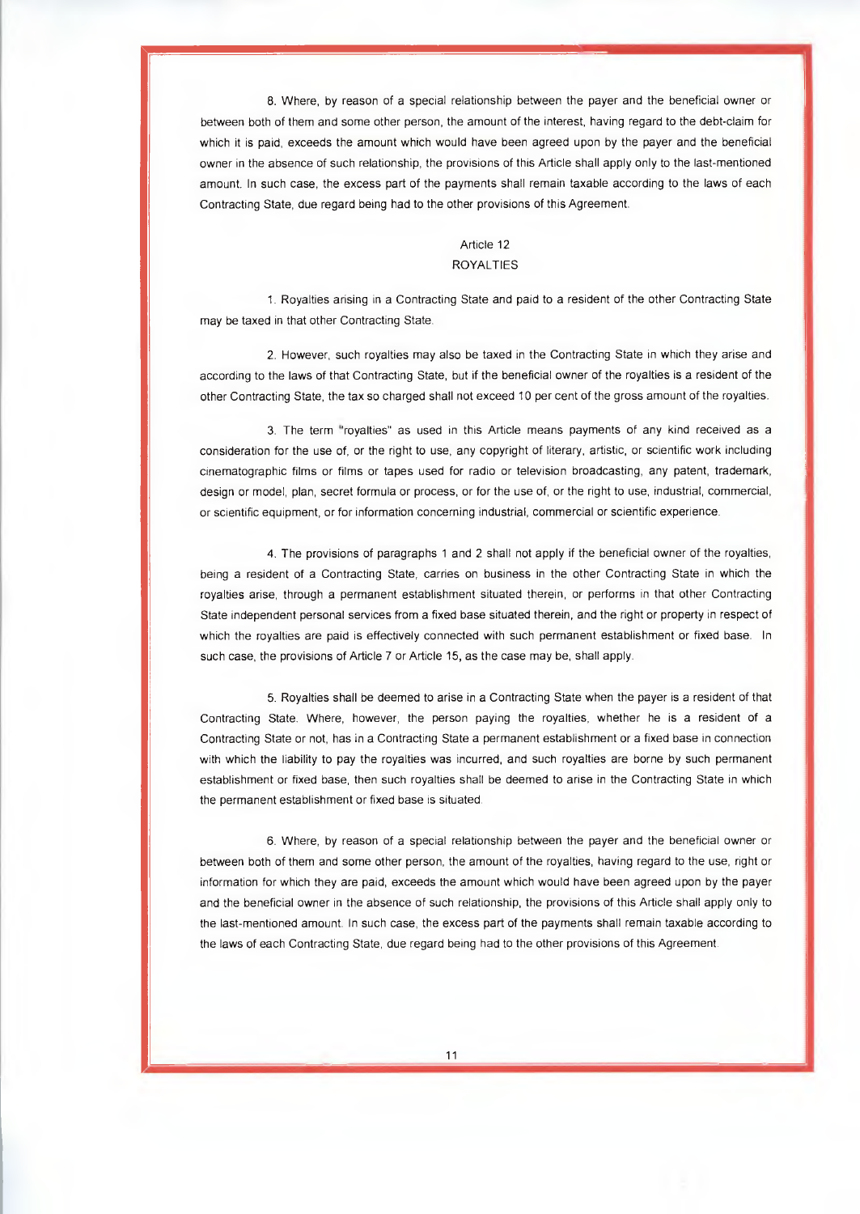8. Where, by reason of a special relationship between the payer and the beneficial owner or between both of them and some other person, the amount of the interest, having regard to the debt-claim for which it is paid, exceeds the amount which would have been agreed upon by the payer and the beneficial owner in the absence of such relationship, the provisions of this Article shall apply only to the last-mentioned amount. In such case, the excess part of the payments shall remain taxable according to the laws of each Contracting State, due regard being had to the other provisions of this Agreement.

## Article 12
## ROYALTIES

1. Royalties arising in a Contracting State and paid to a resident of the other Contracting State may be taxed in that other Contracting State.

2. However, such royalties may also be taxed in the Contracting State in which they arise and according to the laws of that Contracting State, but if the beneficial owner of the royalties is a resident of the other Contracting State, the tax so charged shall not exceed 10 per cent of the gross amount of the royalties.

3. The term "royalties" as used in this Article means payments of any kind received as a consideration for the use of, or the right to use, any copyright of literary, artistic, or scientific work including cinematographic films or films or tapes used for radio or television broadcasting, any patent, trademark, design or model, plan, secret formula or process, or for the use of, or the right to use, industrial, commercial, or scientific equipment, or for information concerning industrial, commercial or scientific experience.

4. The provisions of paragraphs 1 and 2 shall not apply if the beneficial owner of the royalties, being a resident of a Contracting State, carries on business in the other Contracting State in which the royalties arise, through a permanent establishment situated therein, or performs in that other Contracting State independent personal services from a fixed base situated therein, and the right or property in respect of which the royalties are paid is effectively connected with such permanent establishment or fixed base. In such case, the provisions of Article 7 or Article 15, as the case may be, shall apply.

5. Royalties shall be deemed to arise in a Contracting State when the payer is a resident of that Contracting State. Where, however, the person paying the royalties, whether he is a resident of a Contracting State or not, has in a Contracting State a permanent establishment or a fixed base in connection with which the liability to pay the royalties was incurred, and such royalties are borne by such permanent establishment or fixed base, then such royalties shall be deemed to arise in the Contracting State in which the permanent establishment or fixed base is situated.

6. Where, by reason of a special relationship between the payer and the beneficial owner or between both of them and some other person, the amount of the royalties, having regard to the use, right or information for which they are paid, exceeds the amount which would have been agreed upon by the payer and the beneficial owner in the absence of such relationship, the provisions of this Article shall apply only to the last-mentioned amount. In such case, the excess part of the payments shall remain taxable according to the laws of each Contracting State, due regard being had to the other provisions of this Agreement.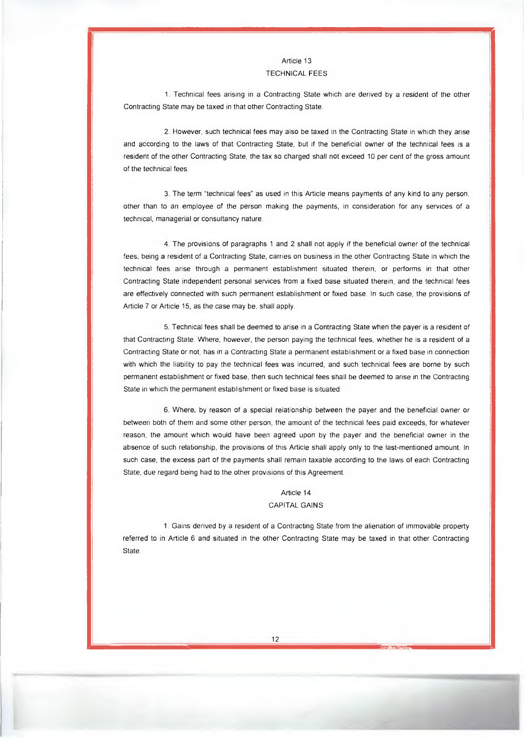## Article 13
## TECHNICAL FEES

1. Technical fees arising in a Contracting State which are derived by a resident of the other Contracting State may be taxed in that other Contracting State.

2. However, such technical fees may also be taxed in the Contracting State in which they arise and according to the laws of that Contracting State, but if the beneficial owner of the technical fees is a resident of the other Contracting State, the tax so charged shall not exceed 10 per cent of the gross amount of the technical fees.

3. The term "technical fees" as used in this Article means payments of any kind to any person, other than to an employee of the person making the payments, in consideration for any services of a technical, managerial or consultancy nature.

4. The provisions of paragraphs 1 and 2 shall not apply if the beneficial owner of the technical fees, being a resident of a Contracting State, carries on business in the other Contracting State in which the technical fees arise through a permanent establishment situated therein, or performs in that other Contracting State independent personal services from a fixed base situated therein, and the technical fees are effectively connected with such permanent establishment or fixed base. In such case, the provisions of Article 7 or Article 15, as the case may be, shall apply.

5. Technical fees shall be deemed to arise in a Contracting State when the payer is a resident of that Contracting State. Where, however, the person paying the technical fees, whether he is a resident of a Contracting State or not, has in a Contracting State a permanent establishment or a fixed base in connection with which the liability to pay the technical fees was incurred, and such technical fees are borne by such permanent establishment or fixed base, then such technical fees shall be deemed to arise in the Contracting State in which the permanent establishment or fixed base is situated.

6. Where, by reason of a special relationship between the payer and the beneficial owner or between both of them and some other person, the amount of the technical fees paid exceeds, for whatever reason, the amount which would have been agreed upon by the payer and the beneficial owner in the absence of such relationship, the provisions of this Article shall apply only to the last-mentioned amount. In such case, the excess part of the payments shall remain taxable according to the laws of each Contracting State, due regard being had to the other provisions of this Agreement.

## Article 14
## CAPITAL GAINS

1. Gains derived by a resident of a Contracting State from the alienation of immovable property referred to in Article 6 and situated in the other Contracting State may be taxed in that other Contracting State.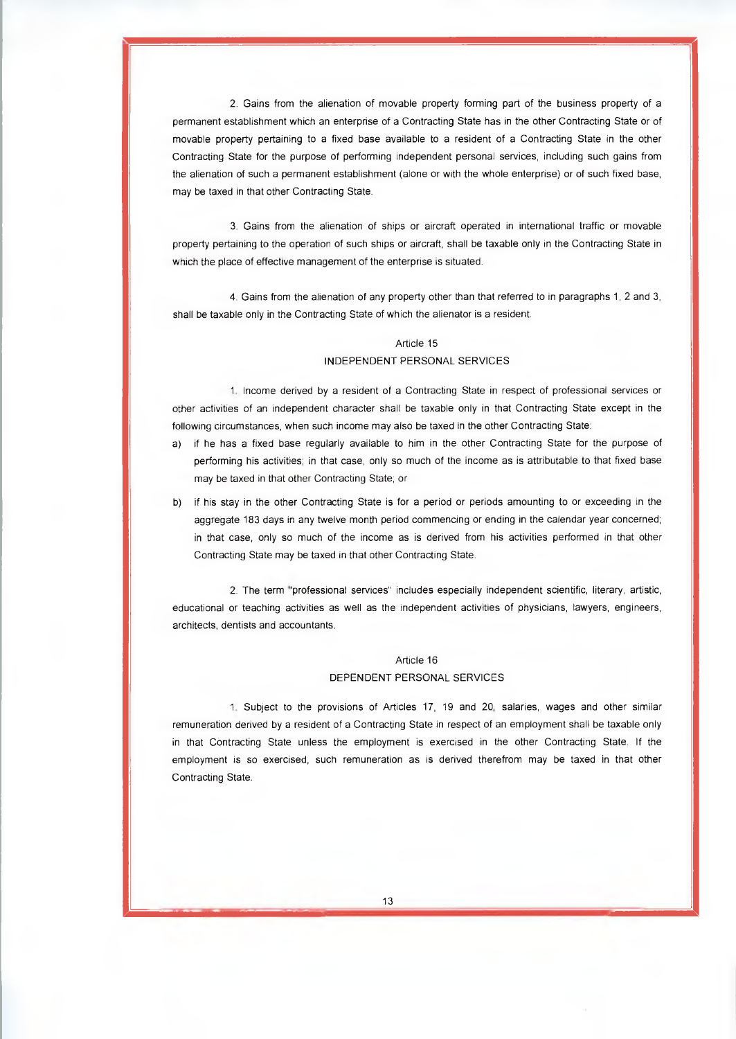2. Gains from the alienation of movable property forming part of the business property of a permanent establishment which an enterprise of a Contracting State has in the other Contracting State or of movable property pertaining to a fixed base available to a resident of a Contracting State in the other Contracting State for the purpose of performing independent personal services, including such gains from the alienation of such a permanent establishment (alone or with the whole enterprise) or of such fixed base, may be taxed in that other Contracting State.

3. Gains from the alienation of ships or aircraft operated in international traffic or movable property pertaining to the operation of such ships or aircraft, shall be taxable only in the Contracting State in which the place of effective management of the enterprise is situated.

4. Gains from the alienation of any property other than that referred to in paragraphs 1, 2 and 3, shall be taxable only in the Contracting State of which the alienator is a resident.

## Article 15
## INDEPENDENT PERSONAL SERVICES

1. Income derived by a resident of a Contracting State in respect of professional services or other activities of an independent character shall be taxable only in that Contracting State except in the following circumstances, when such income may also be taxed in the other Contracting State:

a) if he has a fixed base regularly available to him in the other Contracting State for the purpose of performing his activities; in that case, only so much of the income as is attributable to that fixed base may be taxed in that other Contracting State; or

b) if his stay in the other Contracting State is for a period or periods amounting to or exceeding in the aggregate 183 days in any twelve month period commencing or ending in the calendar year concerned; in that case, only so much of the income as is derived from his activities performed in that other Contracting State may be taxed in that other Contracting State.

2. The term "professional services" includes especially independent scientific, literary, artistic, educational or teaching activities as well as the independent activities of physicians, lawyers, engineers, architects, dentists and accountants.

## Article 16
## DEPENDENT PERSONAL SERVICES

1. Subject to the provisions of Articles 17, 19 and 20, salaries, wages and other similar remuneration derived by a resident of a Contracting State in respect of an employment shall be taxable only in that Contracting State unless the employment is exercised in the other Contracting State. If the employment is so exercised, such remuneration as is derived therefrom may be taxed in that other Contracting State.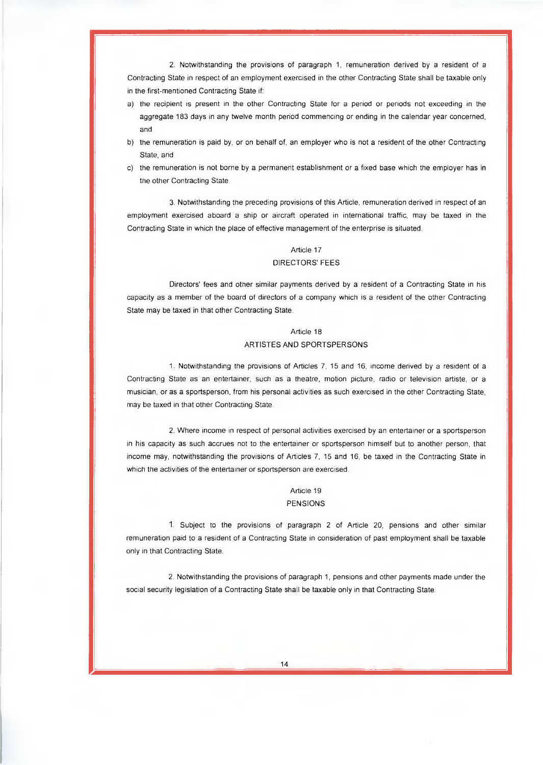2. Notwithstanding the provisions of paragraph 1, remuneration derived by a resident of a Contracting State in respect of an employment exercised in the other Contracting State shall be taxable only in the first-mentioned Contracting State if:

a) the recipient is present in the other Contracting State for a period or periods not exceeding in the aggregate 183 days in any twelve month period commencing or ending in the calendar year concerned, and

b) the remuneration is paid by, or on behalf of, an employer who is not a resident of the other Contracting State, and

c) the remuneration is not borne by a permanent establishment or a fixed base which the employer has in the other Contracting State.

3. Notwithstanding the preceding provisions of this Article, remuneration derived in respect of an employment exercised aboard a ship or aircraft operated in international traffic, may be taxed in the Contracting State in which the place of effective management of the enterprise is situated.

## Article 17
## DIRECTORS' FEES

Directors' fees and other similar payments derived by a resident of a Contracting State in his capacity as a member of the board of directors of a company which is a resident of the other Contracting State may be taxed in that other Contracting State.

## Article 18
## ARTISTES AND SPORTSPERSONS

1. Notwithstanding the provisions of Articles 7, 15 and 16, income derived by a resident of a Contracting State as an entertainer, such as a theatre, motion picture, radio or television artiste, or a musician, or as a sportsperson, from his personal activities as such exercised in the other Contracting State, may be taxed in that other Contracting State.

2. Where income in respect of personal activities exercised by an entertainer or a sportsperson in his capacity as such accrues not to the entertainer or sportsperson himself but to another person, that income may, notwithstanding the provisions of Articles 7, 15 and 16, be taxed in the Contracting State in which the activities of the entertainer or sportsperson are exercised.

## Article 19
## PENSIONS

1. Subject to the provisions of paragraph 2 of Article 20, pensions and other similar remuneration paid to a resident of a Contracting State in consideration of past employment shall be taxable only in that Contracting State.

2. Notwithstanding the provisions of paragraph 1, pensions and other payments made under the social security legislation of a Contracting State shall be taxable only in that Contracting State.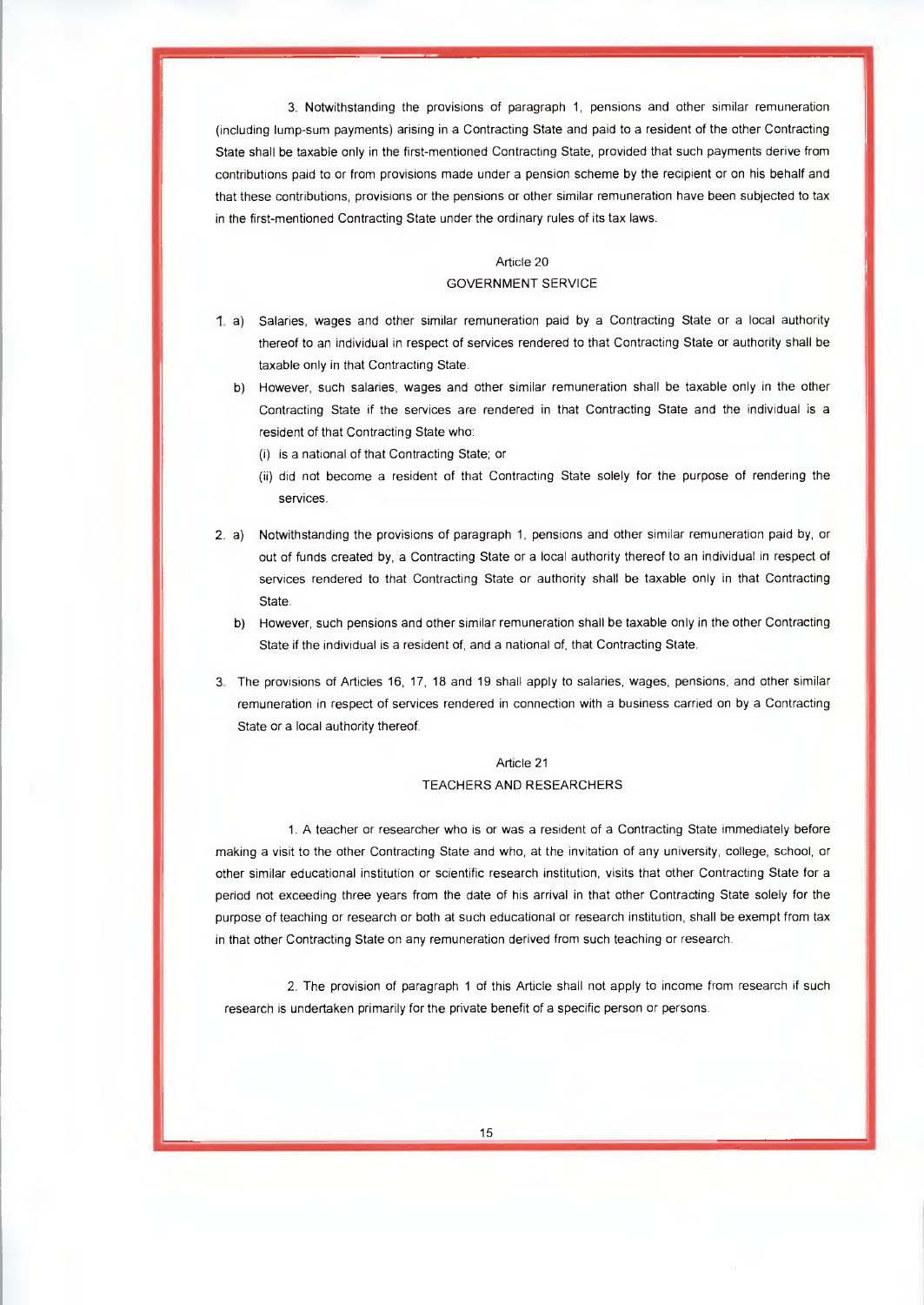3. Notwithstanding the provisions of paragraph 1, pensions and other similar remuneration (including lump-sum payments) arising in a Contracting State and paid to a resident of the other Contracting State shall be taxable only in the first-mentioned Contracting State, provided that such payments derive from contributions paid to or from provisions made under a pension scheme by the recipient or on his behalf and that these contributions, provisions or the pensions or other similar remuneration have been subjected to tax in the first-mentioned Contracting State under the ordinary rules of its tax laws.

## Article 20
## GOVERNMENT SERVICE

1. a) Salaries, wages and other similar remuneration paid by a Contracting State or a local authority thereof to an individual in respect of services rendered to that Contracting State or authority shall be taxable only in that Contracting State.
   b) However, such salaries, wages and other similar remuneration shall be taxable only in the other Contracting State if the services are rendered in that Contracting State and the individual is a resident of that Contracting State who:
      (i) is a national of that Contracting State; or
      (ii) did not become a resident of that Contracting State solely for the purpose of rendering the services.

2. a) Notwithstanding the provisions of paragraph 1, pensions and other similar remuneration paid by, or out of funds created by, a Contracting State or a local authority thereof to an individual in respect of services rendered to that Contracting State or authority shall be taxable only in that Contracting State.
   b) However, such pensions and other similar remuneration shall be taxable only in the other Contracting State if the individual is a resident of, and a national of, that Contracting State.

3. The provisions of Articles 16, 17, 18 and 19 shall apply to salaries, wages, pensions, and other similar remuneration in respect of services rendered in connection with a business carried on by a Contracting State or a local authority thereof.

## Article 21
## TEACHERS AND RESEARCHERS

1. A teacher or researcher who is or was a resident of a Contracting State immediately before making a visit to the other Contracting State and who, at the invitation of any university, college, school, or other similar educational institution or scientific research institution, visits that other Contracting State for a period not exceeding three years from the date of his arrival in that other Contracting State solely for the purpose of teaching or research or both at such educational or research institution, shall be exempt from tax in that other Contracting State on any remuneration derived from such teaching or research.

2. The provision of paragraph 1 of this Article shall not apply to income from research if such research is undertaken primarily for the private benefit of a specific person or persons.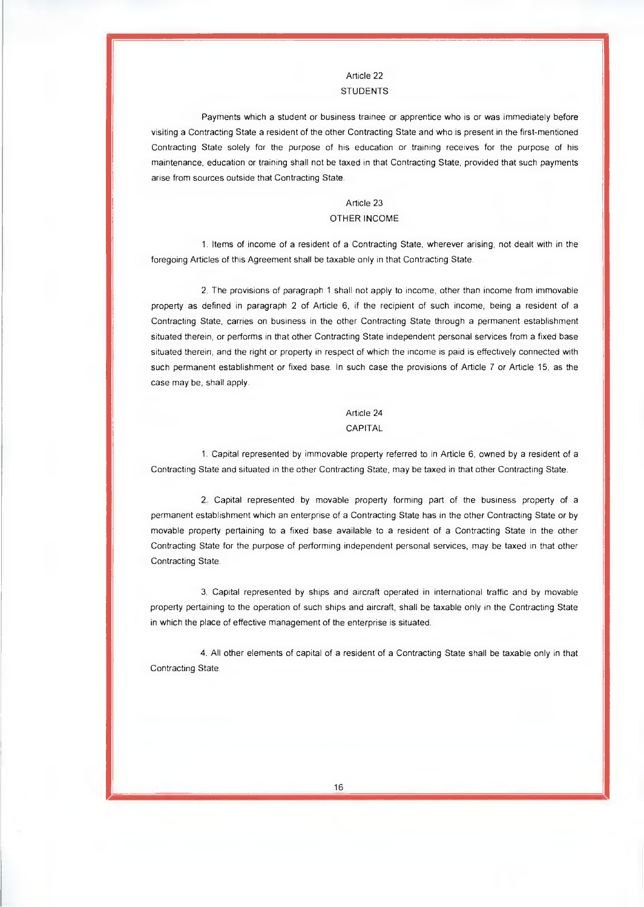## Article 22

## STUDENTS

Payments which a student or business trainee or apprentice who is or was immediately before visiting a Contracting State a resident of the other Contracting State and who is present in the first-mentioned Contracting State solely for the purpose of his education or training receives for the purpose of his maintenance, education or training shall not be taxed in that Contracting State, provided that such payments arise from sources outside that Contracting State.

## Article 23

## OTHER INCOME

1. Items of income of a resident of a Contracting State, wherever arising, not dealt with in the foregoing Articles of this Agreement shall be taxable only in that Contracting State.

2. The provisions of paragraph 1 shall not apply to income, other than income from immovable property as defined in paragraph 2 of Article 6, if the recipient of such income, being a resident of a Contracting State, carries on business in the other Contracting State through a permanent establishment situated therein, or performs in that other Contracting State independent personal services from a fixed base situated therein, and the right or property in respect of which the income is paid is effectively connected with such permanent establishment or fixed base. In such case the provisions of Article 7 or Article 15, as the case may be, shall apply.

## Article 24

## CAPITAL

1. Capital represented by immovable property referred to in Article 6, owned by a resident of a Contracting State and situated in the other Contracting State, may be taxed in that other Contracting State.

2. Capital represented by movable property forming part of the business property of a permanent establishment which an enterprise of a Contracting State has in the other Contracting State or by movable property pertaining to a fixed base available to a resident of a Contracting State in the other Contracting State for the purpose of performing independent personal services, may be taxed in that other Contracting State.

3. Capital represented by ships and aircraft operated in international traffic and by movable property pertaining to the operation of such ships and aircraft, shall be taxable only in the Contracting State in which the place of effective management of the enterprise is situated.

4. All other elements of capital of a resident of a Contracting State shall be taxable only in that Contracting State.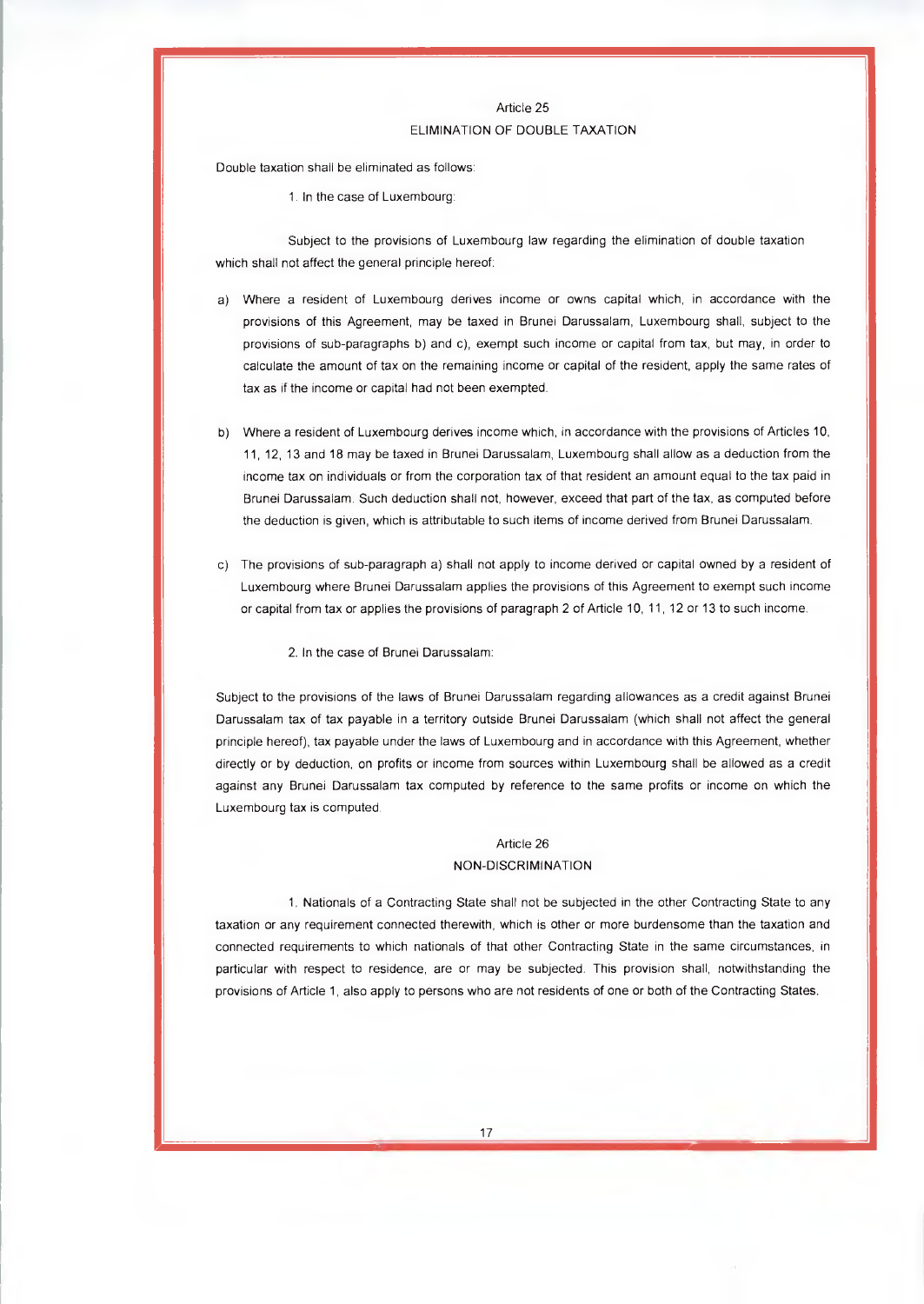## Article 25
### ELIMINATION OF DOUBLE TAXATION

Double taxation shall be eliminated as follows:

1. In the case of Luxembourg:

Subject to the provisions of Luxembourg law regarding the elimination of double taxation which shall not affect the general principle hereof:

a) Where a resident of Luxembourg derives income or owns capital which, in accordance with the provisions of this Agreement, may be taxed in Brunei Darussalam, Luxembourg shall, subject to the provisions of sub-paragraphs b) and c), exempt such income or capital from tax, but may, in order to calculate the amount of tax on the remaining income or capital of the resident, apply the same rates of tax as if the income or capital had not been exempted.

b) Where a resident of Luxembourg derives income which, in accordance with the provisions of Articles 10, 11, 12, 13 and 18 may be taxed in Brunei Darussalam, Luxembourg shall allow as a deduction from the income tax on individuals or from the corporation tax of that resident an amount equal to the tax paid in Brunei Darussalam. Such deduction shall not, however, exceed that part of the tax, as computed before the deduction is given, which is attributable to such items of income derived from Brunei Darussalam.

c) The provisions of sub-paragraph a) shall not apply to income derived or capital owned by a resident of Luxembourg where Brunei Darussalam applies the provisions of this Agreement to exempt such income or capital from tax or applies the provisions of paragraph 2 of Article 10, 11, 12 or 13 to such income.

2. In the case of Brunei Darussalam:

Subject to the provisions of the laws of Brunei Darussalam regarding allowances as a credit against Brunei Darussalam tax of tax payable in a territory outside Brunei Darussalam (which shall not affect the general principle hereof), tax payable under the laws of Luxembourg and in accordance with this Agreement, whether directly or by deduction, on profits or income from sources within Luxembourg shall be allowed as a credit against any Brunei Darussalam tax computed by reference to the same profits or income on which the Luxembourg tax is computed.

## Article 26
### NON-DISCRIMINATION

1. Nationals of a Contracting State shall not be subjected in the other Contracting State to any taxation or any requirement connected therewith, which is other or more burdensome than the taxation and connected requirements to which nationals of that other Contracting State in the same circumstances, in particular with respect to residence, are or may be subjected. This provision shall, notwithstanding the provisions of Article 1, also apply to persons who are not residents of one or both of the Contracting States.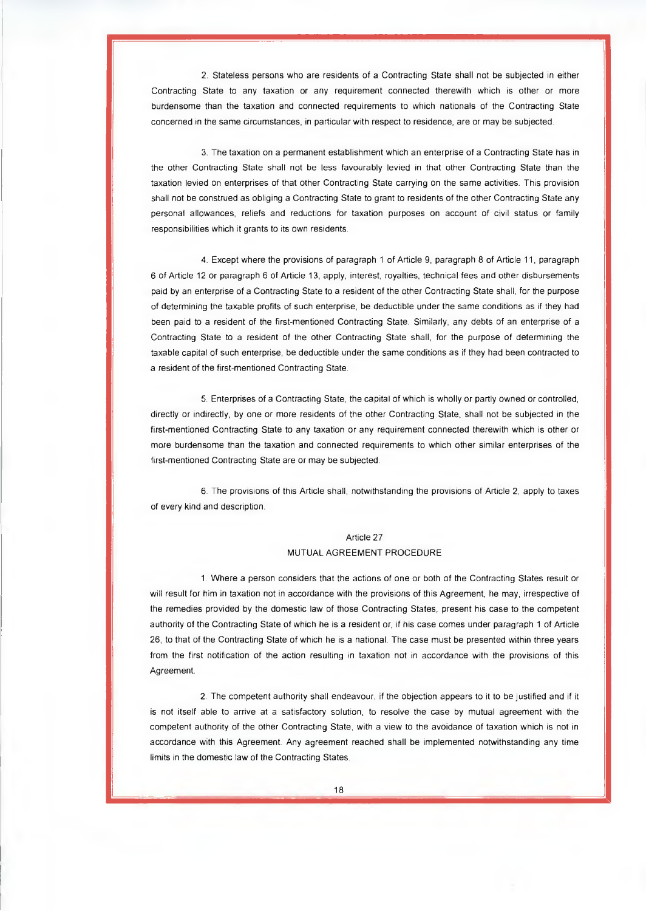2. Stateless persons who are residents of a Contracting State shall not be subjected in either Contracting State to any taxation or any requirement connected therewith which is other or more burdensome than the taxation and connected requirements to which nationals of the Contracting State concerned in the same circumstances, in particular with respect to residence, are or may be subjected.

3. The taxation on a permanent establishment which an enterprise of a Contracting State has in the other Contracting State shall not be less favourably levied in that other Contracting State than the taxation levied on enterprises of that other Contracting State carrying on the same activities. This provision shall not be construed as obliging a Contracting State to grant to residents of the other Contracting State any personal allowances, reliefs and reductions for taxation purposes on account of civil status or family responsibilities which it grants to its own residents.

4. Except where the provisions of paragraph 1 of Article 9, paragraph 8 of Article 11, paragraph 6 of Article 12 or paragraph 6 of Article 13, apply, interest, royalties, technical fees and other disbursements paid by an enterprise of a Contracting State to a resident of the other Contracting State shall, for the purpose of determining the taxable profits of such enterprise, be deductible under the same conditions as if they had been paid to a resident of the first-mentioned Contracting State. Similarly, any debts of an enterprise of a Contracting State to a resident of the other Contracting State shall, for the purpose of determining the taxable capital of such enterprise, be deductible under the same conditions as if they had been contracted to a resident of the first-mentioned Contracting State.

5. Enterprises of a Contracting State, the capital of which is wholly or partly owned or controlled, directly or indirectly, by one or more residents of the other Contracting State, shall not be subjected in the first-mentioned Contracting State to any taxation or any requirement connected therewith which is other or more burdensome than the taxation and connected requirements to which other similar enterprises of the first-mentioned Contracting State are or may be subjected.

6. The provisions of this Article shall, notwithstanding the provisions of Article 2, apply to taxes of every kind and description.

## Article 27
## MUTUAL AGREEMENT PROCEDURE

1. Where a person considers that the actions of one or both of the Contracting States result or will result for him in taxation not in accordance with the provisions of this Agreement, he may, irrespective of the remedies provided by the domestic law of those Contracting States, present his case to the competent authority of the Contracting State of which he is a resident or, if his case comes under paragraph 1 of Article 26, to that of the Contracting State of which he is a national. The case must be presented within three years from the first notification of the action resulting in taxation not in accordance with the provisions of this Agreement.

2. The competent authority shall endeavour, if the objection appears to it to be justified and if it is not itself able to arrive at a satisfactory solution, to resolve the case by mutual agreement with the competent authority of the other Contracting State, with a view to the avoidance of taxation which is not in accordance with this Agreement. Any agreement reached shall be implemented notwithstanding any time limits in the domestic law of the Contracting States.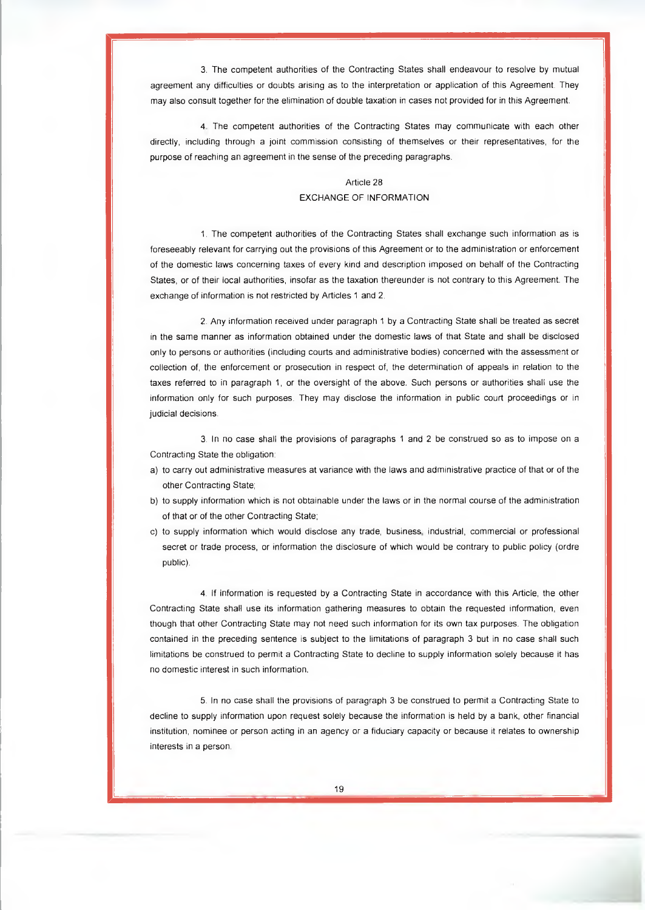3. The competent authorities of the Contracting States shall endeavour to resolve by mutual agreement any difficulties or doubts arising as to the interpretation or application of this Agreement. They may also consult together for the elimination of double taxation in cases not provided for in this Agreement.

4. The competent authorities of the Contracting States may communicate with each other directly, including through a joint commission consisting of themselves or their representatives, for the purpose of reaching an agreement in the sense of the preceding paragraphs.

## Article 28
## EXCHANGE OF INFORMATION

1. The competent authorities of the Contracting States shall exchange such information as is foreseeably relevant for carrying out the provisions of this Agreement or to the administration or enforcement of the domestic laws concerning taxes of every kind and description imposed on behalf of the Contracting States, or of their local authorities, insofar as the taxation thereunder is not contrary to this Agreement. The exchange of information is not restricted by Articles 1 and 2.

2. Any information received under paragraph 1 by a Contracting State shall be treated as secret in the same manner as information obtained under the domestic laws of that State and shall be disclosed only to persons or authorities (including courts and administrative bodies) concerned with the assessment or collection of, the enforcement or prosecution in respect of, the determination of appeals in relation to the taxes referred to in paragraph 1, or the oversight of the above. Such persons or authorities shall use the information only for such purposes. They may disclose the information in public court proceedings or in judicial decisions.

3. In no case shall the provisions of paragraphs 1 and 2 be construed so as to impose on a Contracting State the obligation:

a) to carry out administrative measures at variance with the laws and administrative practice of that or of the other Contracting State;

b) to supply information which is not obtainable under the laws or in the normal course of the administration of that or of the other Contracting State;

c) to supply information which would disclose any trade, business, industrial, commercial or professional secret or trade process, or information the disclosure of which would be contrary to public policy (ordre public).

4. If information is requested by a Contracting State in accordance with this Article, the other Contracting State shall use its information gathering measures to obtain the requested information, even though that other Contracting State may not need such information for its own tax purposes. The obligation contained in the preceding sentence is subject to the limitations of paragraph 3 but in no case shall such limitations be construed to permit a Contracting State to decline to supply information solely because it has no domestic interest in such information.

5. In no case shall the provisions of paragraph 3 be construed to permit a Contracting State to decline to supply information upon request solely because the information is held by a bank, other financial institution, nominee or person acting in an agency or a fiduciary capacity or because it relates to ownership interests in a person.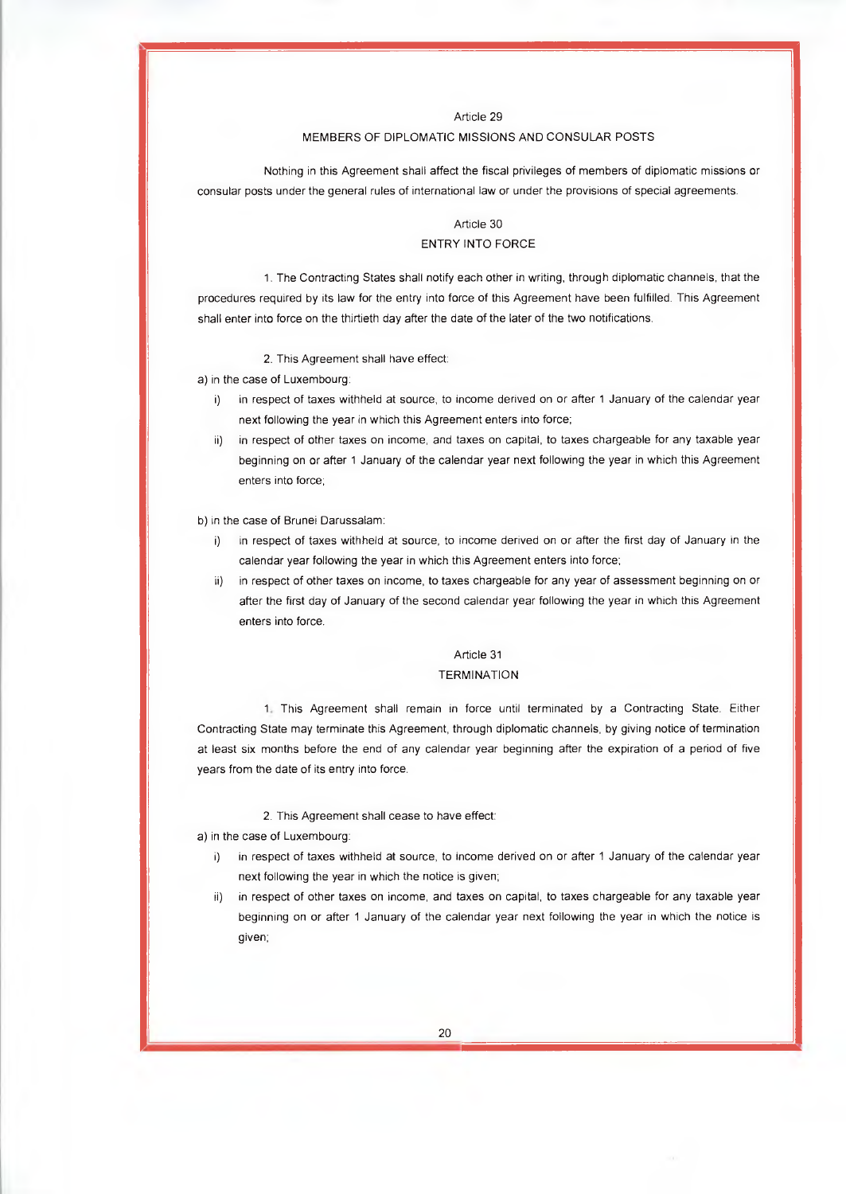## Article 29

## MEMBERS OF DIPLOMATIC MISSIONS AND CONSULAR POSTS

Nothing in this Agreement shall affect the fiscal privileges of members of diplomatic missions or consular posts under the general rules of international law or under the provisions of special agreements.

## Article 30

## ENTRY INTO FORCE

1. The Contracting States shall notify each other in writing, through diplomatic channels, that the procedures required by its law for the entry into force of this Agreement have been fulfilled. This Agreement shall enter into force on the thirtieth day after the date of the later of the two notifications.

2. This Agreement shall have effect:

a) in the case of Luxembourg:

- i) in respect of taxes withheld at source, to income derived on or after 1 January of the calendar year next following the year in which this Agreement enters into force;
- ii) in respect of other taxes on income, and taxes on capital, to taxes chargeable for any taxable year beginning on or after 1 January of the calendar year next following the year in which this Agreement enters into force;

b) in the case of Brunei Darussalam:

- i) in respect of taxes withheld at source, to income derived on or after the first day of January in the calendar year following the year in which this Agreement enters into force;
- ii) in respect of other taxes on income, to taxes chargeable for any year of assessment beginning on or after the first day of January of the second calendar year following the year in which this Agreement enters into force.

## Article 31

## TERMINATION

1. This Agreement shall remain in force until terminated by a Contracting State. Either Contracting State may terminate this Agreement, through diplomatic channels, by giving notice of termination at least six months before the end of any calendar year beginning after the expiration of a period of five years from the date of its entry into force.

2. This Agreement shall cease to have effect:

a) in the case of Luxembourg:

- i) in respect of taxes withheld at source, to income derived on or after 1 January of the calendar year next following the year in which the notice is given;
- ii) in respect of other taxes on income, and taxes on capital, to taxes chargeable for any taxable year beginning on or after 1 January of the calendar year next following the year in which the notice is given;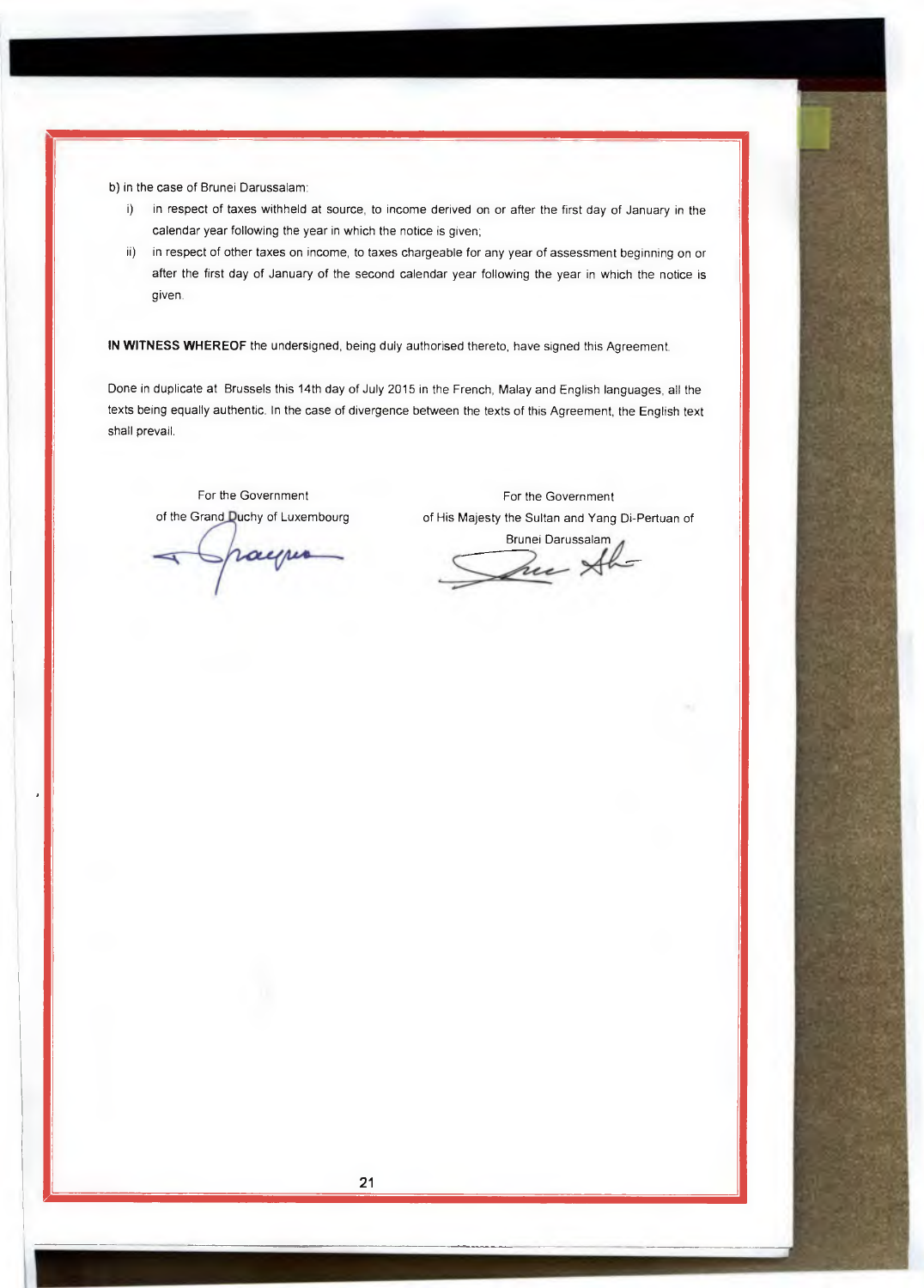b) in the case of Brunei Darussalam:

i) in respect of taxes withheld at source, to income derived on or after the first day of January in the calendar year following the year in which the notice is given;

ii) in respect of other taxes on income, to taxes chargeable for any year of assessment beginning on or after the first day of January of the second calendar year following the year in which the notice is given.

**IN WITNESS WHEREOF** the undersigned, being duly authorised thereto, have signed this Agreement.

Done in duplicate at Brussels this 14th day of July 2015 in the French, Malay and English languages, all the texts being equally authentic. In the case of divergence between the texts of this Agreement, the English text shall prevail.

For the Government of the Grand Duchy of Luxembourg

For the Government of His Majesty the Sultan and Yang Di-Pertuan of Brunei Darussalam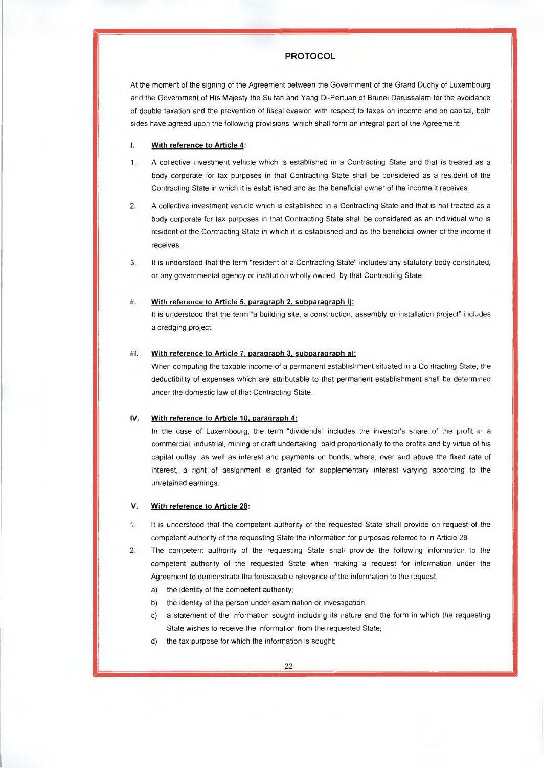# PROTOCOL

At the moment of the signing of the Agreement between the Government of the Grand Duchy of Luxembourg and the Government of His Majesty the Sultan and Yang Di-Pertuan of Brunei Darussalam for the avoidance of double taxation and the prevention of fiscal evasion with respect to taxes on income and on capital, both sides have agreed upon the following provisions, which shall form an integral part of the Agreement:

## I. With reference to Article 4:

1. A collective investment vehicle which is established in a Contracting State and that is treated as a body corporate for tax purposes in that Contracting State shall be considered as a resident of the Contracting State in which it is established and as the beneficial owner of the income it receives.

2. A collective investment vehicle which is established in a Contracting State and that is not treated as a body corporate for tax purposes in that Contracting State shall be considered as an individual who is resident of the Contracting State in which it is established and as the beneficial owner of the income it receives.

3. It is understood that the term "resident of a Contracting State" includes any statutory body constituted, or any governmental agency or institution wholly owned, by that Contracting State.

## II. With reference to Article 5, paragraph 2, subparagraph i):

It is understood that the term "a building site, a construction, assembly or installation project" includes a dredging project.

## III. With reference to Article 7, paragraph 3, subparagraph a):

When computing the taxable income of a permanent establishment situated in a Contracting State, the deductibility of expenses which are attributable to that permanent establishment shall be determined under the domestic law of that Contracting State.

## IV. With reference to Article 10, paragraph 4:

In the case of Luxembourg, the term "dividends" includes the investor's share of the profit in a commercial, industrial, mining or craft undertaking, paid proportionally to the profits and by virtue of his capital outlay, as well as interest and payments on bonds, where, over and above the fixed rate of interest, a right of assignment is granted for supplementary interest varying according to the unretained earnings.

## V. With reference to Article 28:

1. It is understood that the competent authority of the requested State shall provide on request of the competent authority of the requesting State the information for purposes referred to in Article 28.

2. The competent authority of the requesting State shall provide the following information to the competent authority of the requested State when making a request for information under the Agreement to demonstrate the foreseeable relevance of the information to the request:
   a) the identity of the competent authority;
   b) the identity of the person under examination or investigation;
   c) a statement of the information sought including its nature and the form in which the requesting State wishes to receive the information from the requested State;
   d) the tax purpose for which the information is sought;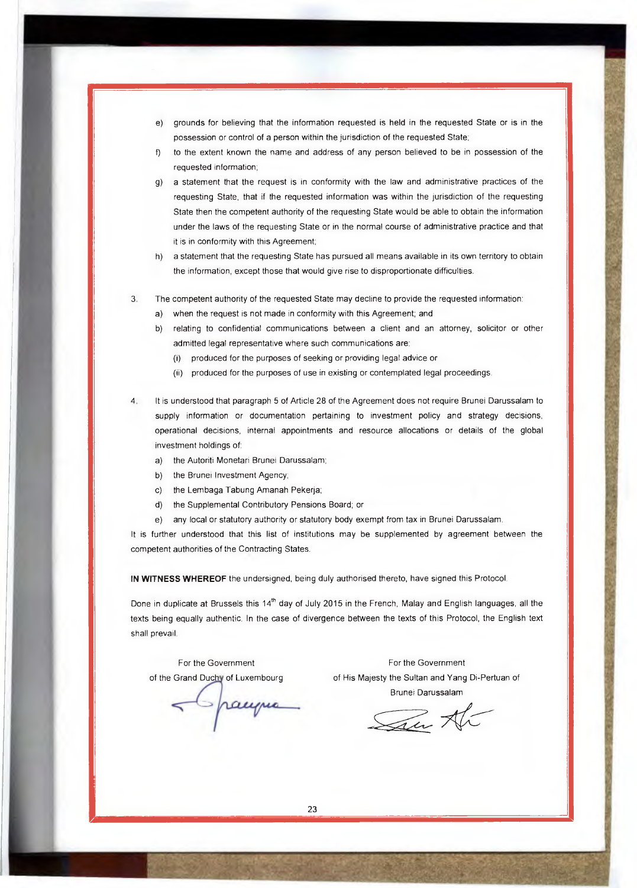e) grounds for believing that the information requested is held in the requested State or is in the possession or control of a person within the jurisdiction of the requested State;

f) to the extent known the name and address of any person believed to be in possession of the requested information;

g) a statement that the request is in conformity with the law and administrative practices of the requesting State, that if the requested information was within the jurisdiction of the requesting State then the competent authority of the requesting State would be able to obtain the information under the laws of the requesting State or in the normal course of administrative practice and that it is in conformity with this Agreement;

h) a statement that the requesting State has pursued all means available in its own territory to obtain the information, except those that would give rise to disproportionate difficulties.

3. The competent authority of the requested State may decline to provide the requested information:

   a) when the request is not made in conformity with this Agreement; and

   b) relating to confidential communications between a client and an attorney, solicitor or other admitted legal representative where such communications are:

      (i) produced for the purposes of seeking or providing legal advice or

      (ii) produced for the purposes of use in existing or contemplated legal proceedings.

4. It is understood that paragraph 5 of Article 28 of the Agreement does not require Brunei Darussalam to supply information or documentation pertaining to investment policy and strategy decisions, operational decisions, internal appointments and resource allocations or details of the global investment holdings of:

   a) the Autoriti Monetari Brunei Darussalam;

   b) the Brunei Investment Agency;

   c) the Lembaga Tabung Amanah Pekerja;

   d) the Supplemental Contributory Pensions Board; or

   e) any local or statutory authority or statutory body exempt from tax in Brunei Darussalam.

It is further understood that this list of institutions may be supplemented by agreement between the competent authorities of the Contracting States.

**IN WITNESS WHEREOF** the undersigned, being duly authorised thereto, have signed this Protocol.

Done in duplicate at Brussels this 14th day of July 2015 in the French, Malay and English languages, all the texts being equally authentic. In the case of divergence between the texts of this Protocol, the English text shall prevail.

| For the Government of the Grand Duchy of Luxembourg | For the Government of His Majesty the Sultan and Yang Di-Pertuan of Brunei Darussalam |
|---|---|